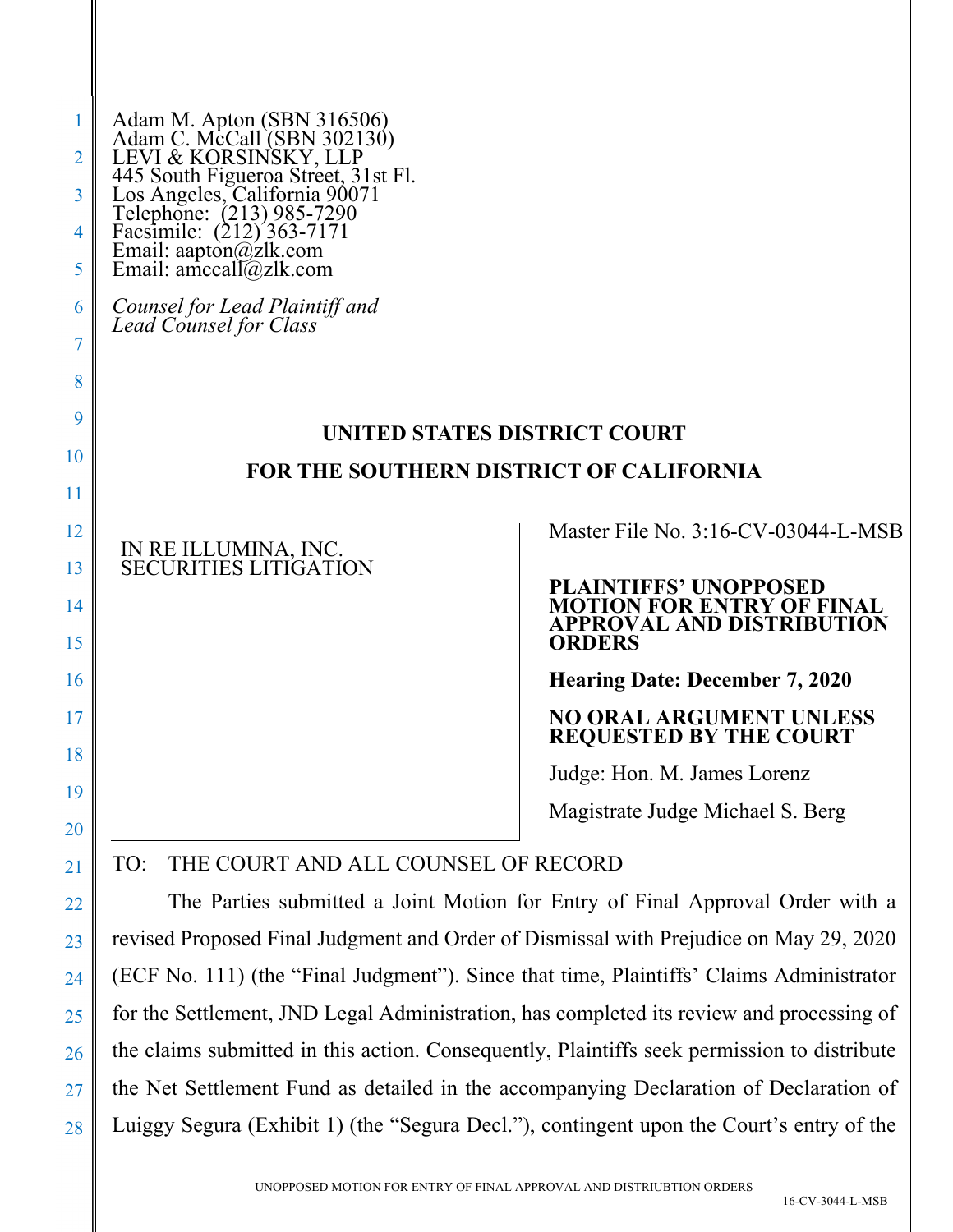Adam M. Apton (SBN 316506)
Adam C. McCall (SBN 302130)
LEVI & KORSINSKY, LLP
445 South Figueroa Street, 31st Fl.
Los Angeles, California 90071
Telephone: (213) 985-7290
Facsimile: (212) 363-7171
Email: aapton@zlk.com
Email: amccall@zlk.com

*Counsel for Lead Plaintiff and Lead Counsel for Class*

**UNITED STATES DISTRICT COURT**

**FOR THE SOUTHERN DISTRICT OF CALIFORNIA**

| IN RE ILLUMINA, INC. SECURITIES LITIGATION | Master File No. 3:16-CV-03044-L-MSB<br><br>**PLAINTIFFS' UNOPPOSED MOTION FOR ENTRY OF FINAL APPROVAL AND DISTRIBUTION ORDERS**<br><br>**Hearing Date: December 7, 2020**<br><br>**NO ORAL ARGUMENT UNLESS REQUESTED BY THE COURT**<br><br>Judge: Hon. M. James Lorenz<br><br>Magistrate Judge Michael S. Berg |
|---|---|

TO: THE COURT AND ALL COUNSEL OF RECORD

The Parties submitted a Joint Motion for Entry of Final Approval Order with a revised Proposed Final Judgment and Order of Dismissal with Prejudice on May 29, 2020 (ECF No. 111) (the "Final Judgment"). Since that time, Plaintiffs' Claims Administrator for the Settlement, JND Legal Administration, has completed its review and processing of the claims submitted in this action. Consequently, Plaintiffs seek permission to distribute the Net Settlement Fund as detailed in the accompanying Declaration of Declaration of Luiggy Segura (Exhibit 1) (the "Segura Decl."), contingent upon the Court's entry of the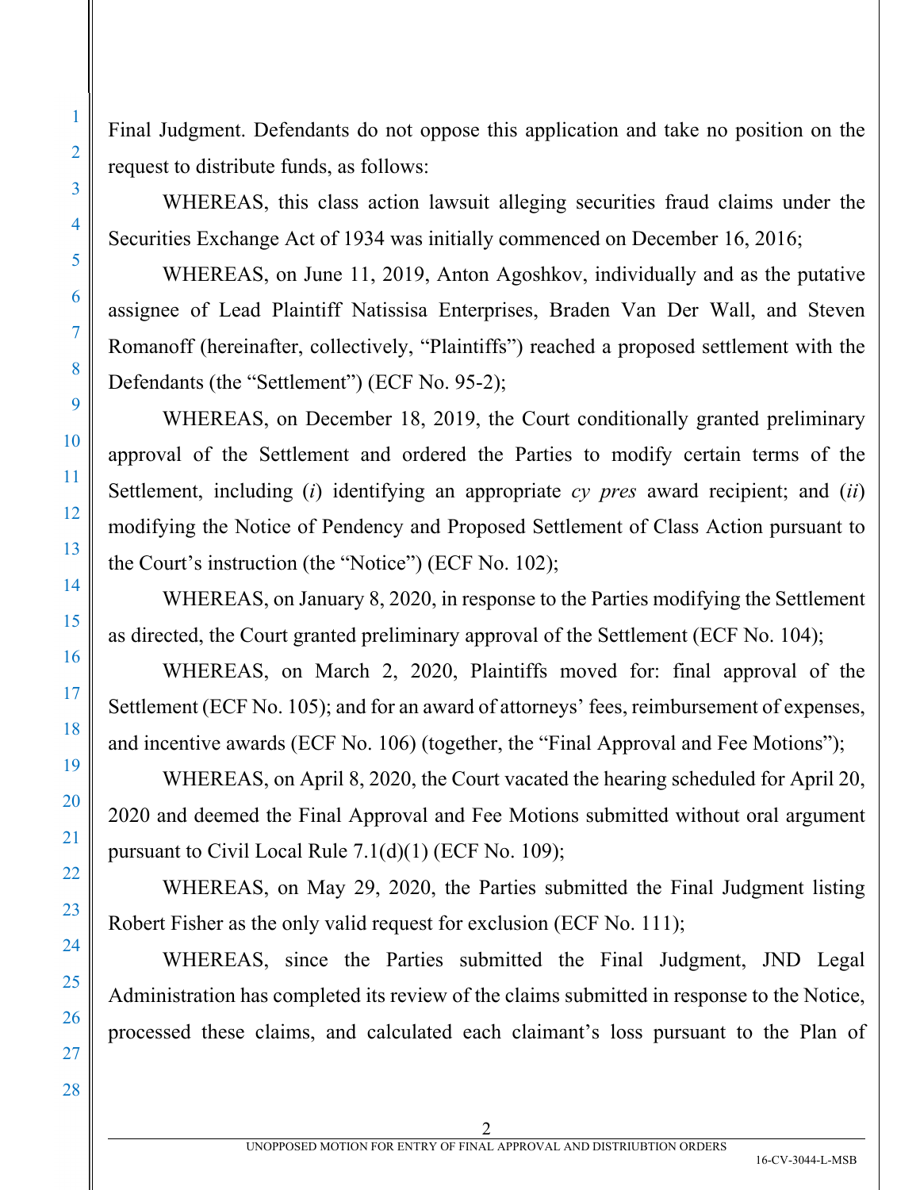Final Judgment. Defendants do not oppose this application and take no position on the request to distribute funds, as follows:

WHEREAS, this class action lawsuit alleging securities fraud claims under the Securities Exchange Act of 1934 was initially commenced on December 16, 2016;

WHEREAS, on June 11, 2019, Anton Agoshkov, individually and as the putative assignee of Lead Plaintiff Natissisa Enterprises, Braden Van Der Wall, and Steven Romanoff (hereinafter, collectively, "Plaintiffs") reached a proposed settlement with the Defendants (the "Settlement") (ECF No. 95-2);

WHEREAS, on December 18, 2019, the Court conditionally granted preliminary approval of the Settlement and ordered the Parties to modify certain terms of the Settlement, including (*i*) identifying an appropriate *cy pres* award recipient; and (*ii*) modifying the Notice of Pendency and Proposed Settlement of Class Action pursuant to the Court's instruction (the "Notice") (ECF No. 102);

WHEREAS, on January 8, 2020, in response to the Parties modifying the Settlement as directed, the Court granted preliminary approval of the Settlement (ECF No. 104);

WHEREAS, on March 2, 2020, Plaintiffs moved for: final approval of the Settlement (ECF No. 105); and for an award of attorneys' fees, reimbursement of expenses, and incentive awards (ECF No. 106) (together, the "Final Approval and Fee Motions");

WHEREAS, on April 8, 2020, the Court vacated the hearing scheduled for April 20, 2020 and deemed the Final Approval and Fee Motions submitted without oral argument pursuant to Civil Local Rule 7.1(d)(1) (ECF No. 109);

WHEREAS, on May 29, 2020, the Parties submitted the Final Judgment listing Robert Fisher as the only valid request for exclusion (ECF No. 111);

WHEREAS, since the Parties submitted the Final Judgment, JND Legal Administration has completed its review of the claims submitted in response to the Notice, processed these claims, and calculated each claimant's loss pursuant to the Plan of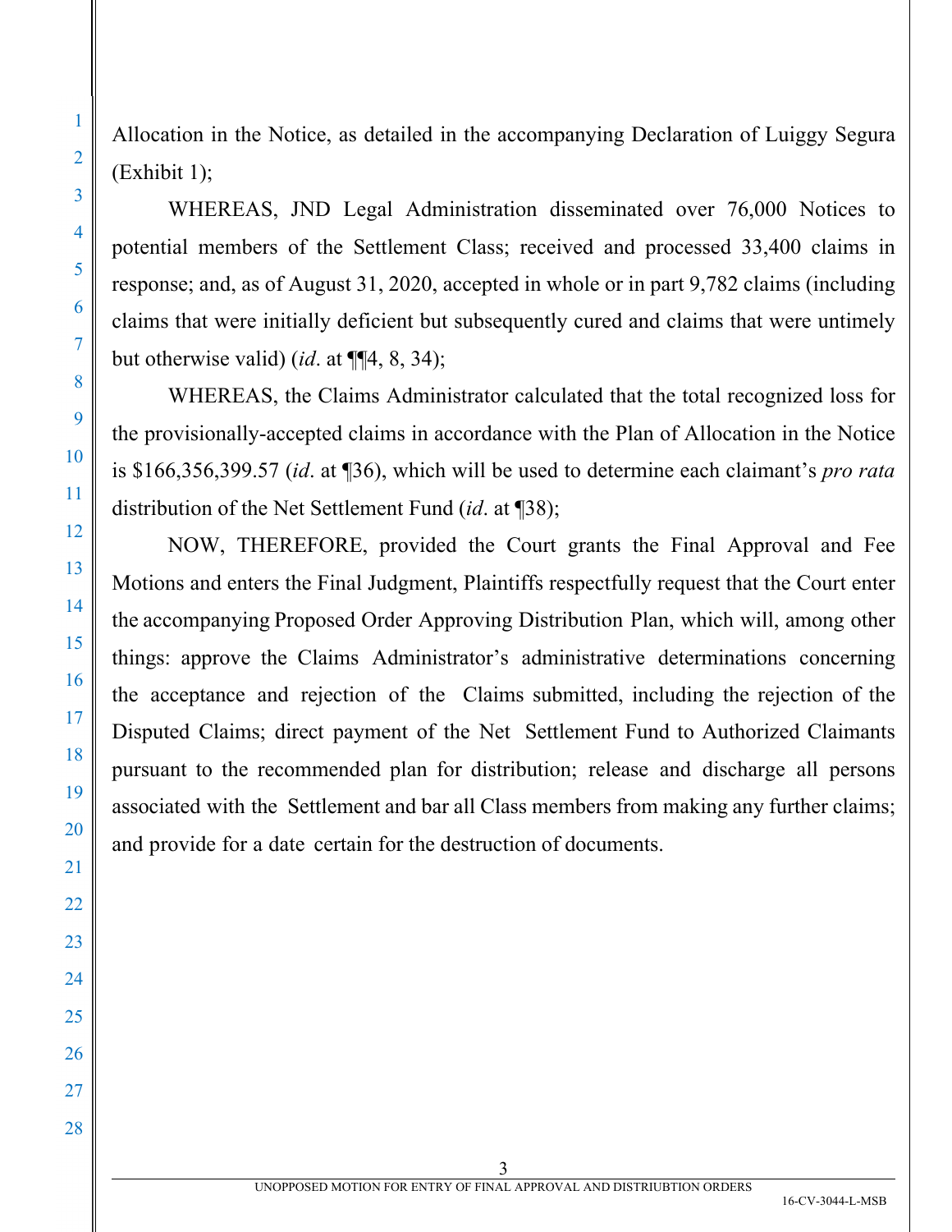Allocation in the Notice, as detailed in the accompanying Declaration of Luiggy Segura (Exhibit 1);

WHEREAS, JND Legal Administration disseminated over 76,000 Notices to potential members of the Settlement Class; received and processed 33,400 claims in response; and, as of August 31, 2020, accepted in whole or in part 9,782 claims (including claims that were initially deficient but subsequently cured and claims that were untimely but otherwise valid) (*id*. at ¶¶4, 8, 34);

WHEREAS, the Claims Administrator calculated that the total recognized loss for the provisionally-accepted claims in accordance with the Plan of Allocation in the Notice is $166,356,399.57 (*id*. at ¶36), which will be used to determine each claimant's *pro rata* distribution of the Net Settlement Fund (*id*. at ¶38);

NOW, THEREFORE, provided the Court grants the Final Approval and Fee Motions and enters the Final Judgment, Plaintiffs respectfully request that the Court enter the accompanying Proposed Order Approving Distribution Plan, which will, among other things: approve the Claims Administrator's administrative determinations concerning the acceptance and rejection of the Claims submitted, including the rejection of the Disputed Claims; direct payment of the Net Settlement Fund to Authorized Claimants pursuant to the recommended plan for distribution; release and discharge all persons associated with the Settlement and bar all Class members from making any further claims; and provide for a date certain for the destruction of documents.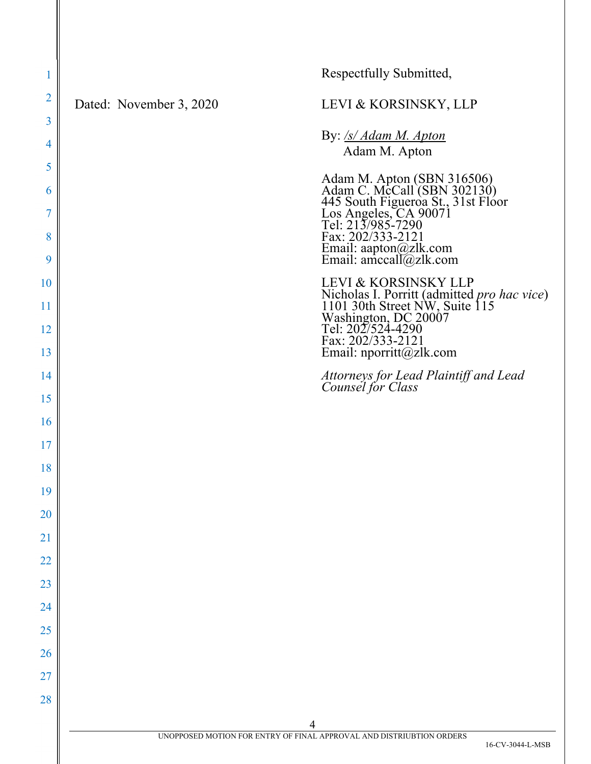Respectfully Submitted,

Dated: November 3, 2020

LEVI & KORSINSKY, LLP

By: /s/ Adam M. Apton
Adam M. Apton

Adam M. Apton (SBN 316506)
Adam C. McCall (SBN 302130)
445 South Figueroa St., 31st Floor
Los Angeles, CA 90071
Tel: 213/985-7290
Fax: 202/333-2121
Email: aapton@zlk.com
Email: amccall@zlk.com

LEVI & KORSINSKY LLP
Nicholas I. Porritt (admitted *pro hac vice*)
1101 30th Street NW, Suite 115
Washington, DC 20007
Tel: 202/524-4290
Fax: 202/333-2121
Email: nporritt@zlk.com

*Attorneys for Lead Plaintiff and Lead Counsel for Class*